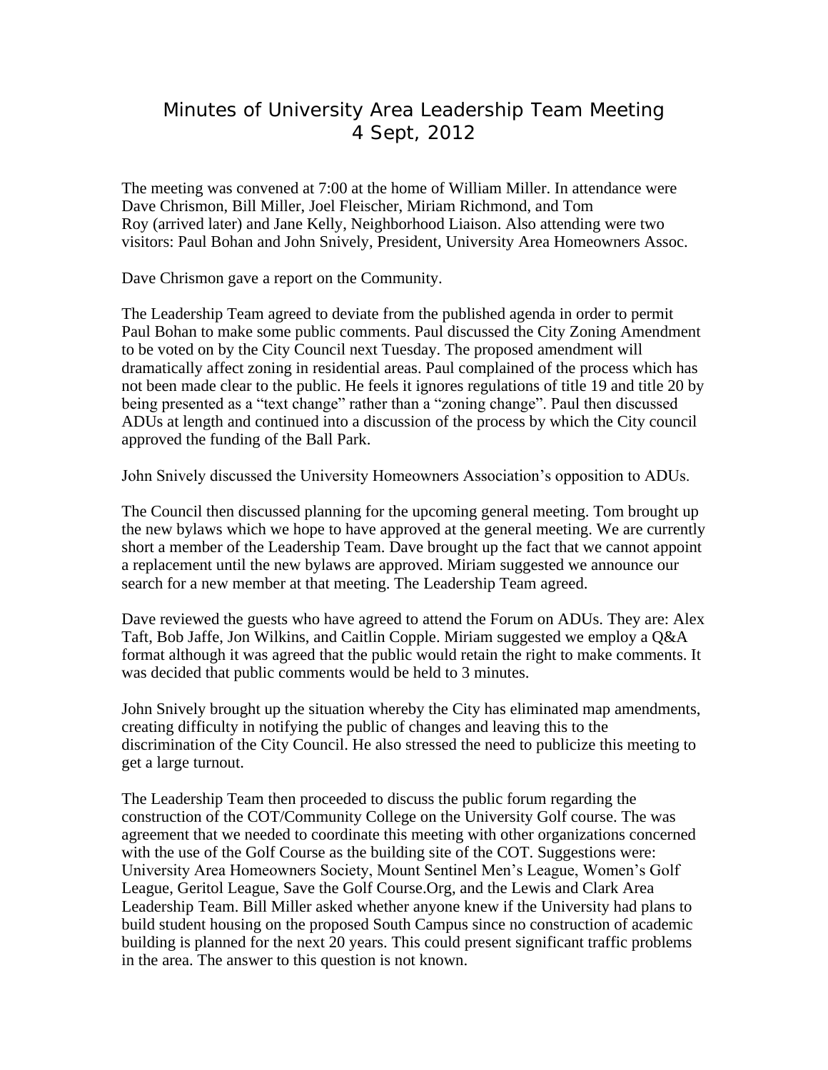# Minutes of University Area Leadership Team Meeting 4 Sept, 2012

The meeting was convened at 7:00 at the home of William Miller. In attendance were Dave Chrismon, Bill Miller, Joel Fleischer, Miriam Richmond, and Tom Roy (arrived later) and Jane Kelly, Neighborhood Liaison. Also attending were two visitors: Paul Bohan and John Snively, President, University Area Homeowners Assoc.

Dave Chrismon gave a report on the Community.

The Leadership Team agreed to deviate from the published agenda in order to permit Paul Bohan to make some public comments. Paul discussed the City Zoning Amendment to be voted on by the City Council next Tuesday. The proposed amendment will dramatically affect zoning in residential areas. Paul complained of the process which has not been made clear to the public. He feels it ignores regulations of title 19 and title 20 by being presented as a "text change" rather than a "zoning change". Paul then discussed ADUs at length and continued into a discussion of the process by which the City council approved the funding of the Ball Park.

John Snively discussed the University Homeowners Association's opposition to ADUs.

The Council then discussed planning for the upcoming general meeting. Tom brought up the new bylaws which we hope to have approved at the general meeting. We are currently short a member of the Leadership Team. Dave brought up the fact that we cannot appoint a replacement until the new bylaws are approved. Miriam suggested we announce our search for a new member at that meeting. The Leadership Team agreed.

Dave reviewed the guests who have agreed to attend the Forum on ADUs. They are: Alex Taft, Bob Jaffe, Jon Wilkins, and Caitlin Copple. Miriam suggested we employ a Q&A format although it was agreed that the public would retain the right to make comments. It was decided that public comments would be held to 3 minutes.

John Snively brought up the situation whereby the City has eliminated map amendments, creating difficulty in notifying the public of changes and leaving this to the discrimination of the City Council. He also stressed the need to publicize this meeting to get a large turnout.

The Leadership Team then proceeded to discuss the public forum regarding the construction of the COT/Community College on the University Golf course. The was agreement that we needed to coordinate this meeting with other organizations concerned with the use of the Golf Course as the building site of the COT. Suggestions were: University Area Homeowners Society, Mount Sentinel Men's League, Women's Golf League, Geritol League, Save the Golf Course.Org, and the Lewis and Clark Area Leadership Team. Bill Miller asked whether anyone knew if the University had plans to build student housing on the proposed South Campus since no construction of academic building is planned for the next 20 years. This could present significant traffic problems in the area. The answer to this question is not known.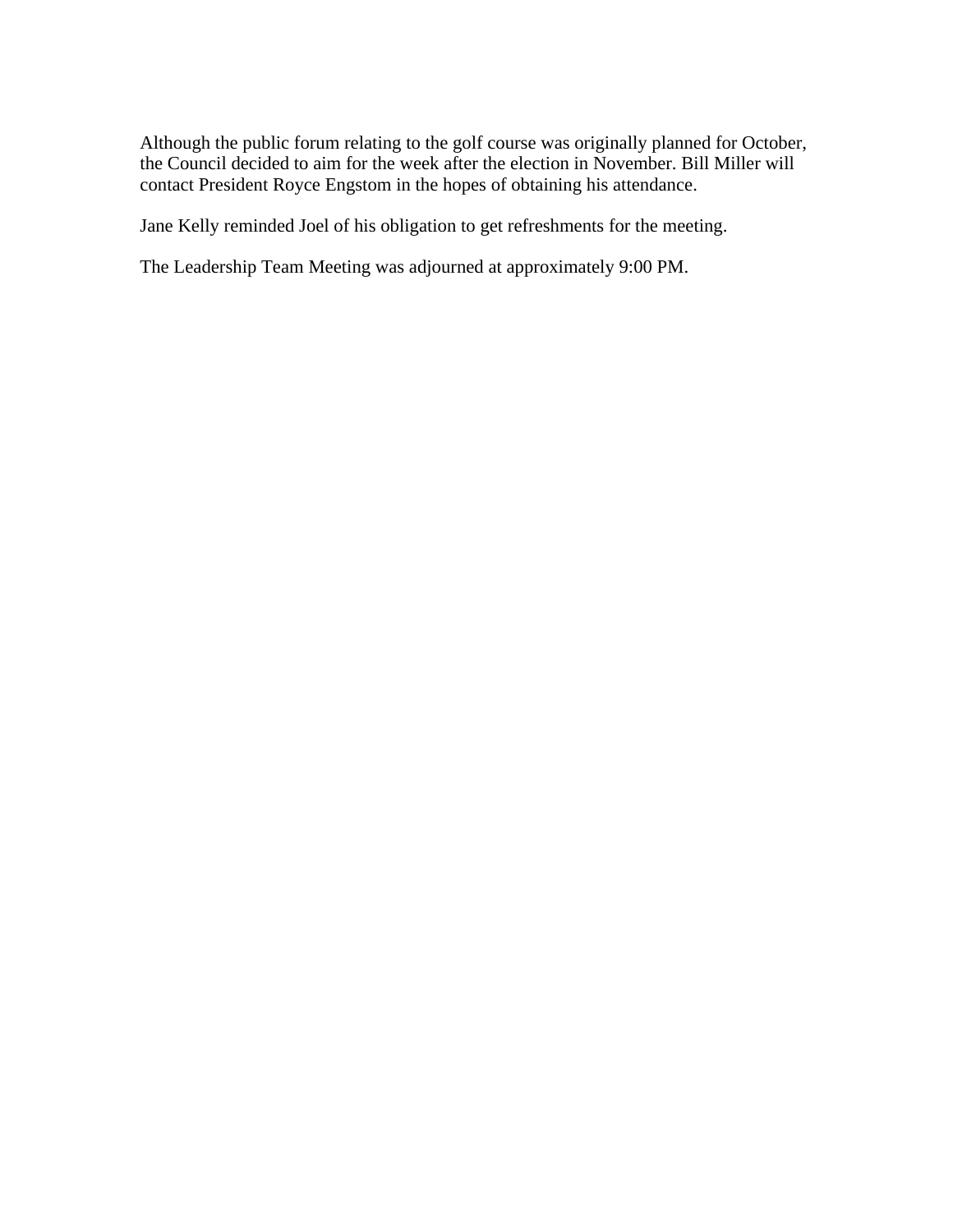Although the public forum relating to the golf course was originally planned for October, the Council decided to aim for the week after the election in November. Bill Miller will contact President Royce Engstom in the hopes of obtaining his attendance.

Jane Kelly reminded Joel of his obligation to get refreshments for the meeting.

The Leadership Team Meeting was adjourned at approximately 9:00 PM.